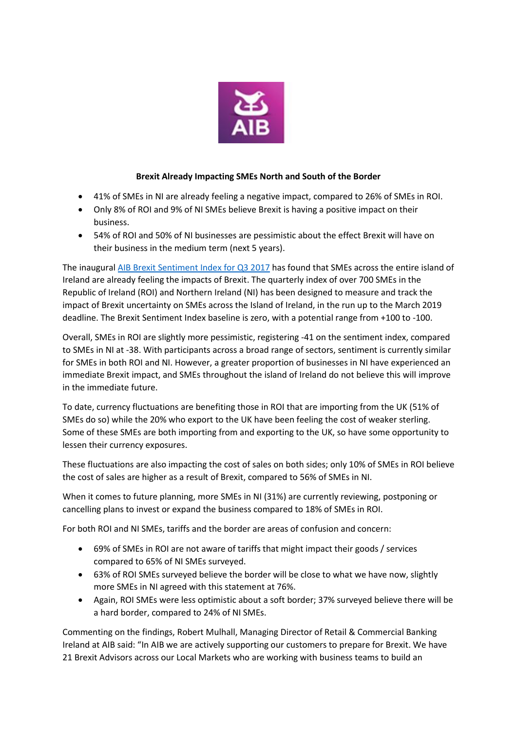**Brexit Already Impacting SMEs North and South of the Border**

- 41% of SMEs in NI are already feeling a negative impact, compared to 26% of SMEs in ROI.
- Only 8% of ROI and 9% of NI SMEs believe Brexit is having a positive impact on their business.
- 54% of ROI and 50% of NI businesses are pessimistic about the effect Brexit will have on their business in the medium term (next 5 years).

The inaugural [AIB Brexit Sentiment Index for Q3 2017]() has found that SMEs across the entire island of Ireland are already feeling the impacts of Brexit. The quarterly index of over 700 SMEs in the Republic of Ireland (ROI) and Northern Ireland (NI) has been designed to measure and track the impact of Brexit uncertainty on SMEs across the Island of Ireland, in the run up to the March 2019 deadline. The Brexit Sentiment Index baseline is zero, with a potential range from +100 to -100.

Overall, SMEs in ROI are slightly more pessimistic, registering -41 on the sentiment index, compared to SMEs in NI at -38. With participants across a broad range of sectors, sentiment is currently similar for SMEs in both ROI and NI. However, a greater proportion of businesses in NI have experienced an immediate Brexit impact, and SMEs throughout the island of Ireland do not believe this will improve in the immediate future.

To date, currency fluctuations are benefiting those in ROI that are importing from the UK (51% of SMEs do so) while the 20% who export to the UK have been feeling the cost of weaker sterling. Some of these SMEs are both importing from and exporting to the UK, so have some opportunity to lessen their currency exposures.

These fluctuations are also impacting the cost of sales on both sides; only 10% of SMEs in ROI believe the cost of sales are higher as a result of Brexit, compared to 56% of SMEs in NI.

When it comes to future planning, more SMEs in NI (31%) are currently reviewing, postponing or cancelling plans to invest or expand the business compared to 18% of SMEs in ROI.

For both ROI and NI SMEs, tariffs and the border are areas of confusion and concern:

- 69% of SMEs in ROI are not aware of tariffs that might impact their goods / services compared to 65% of NI SMEs surveyed.
- 63% of ROI SMEs surveyed believe the border will be close to what we have now, slightly more SMEs in NI agreed with this statement at 76%.
- Again, ROI SMEs were less optimistic about a soft border; 37% surveyed believe there will be a hard border, compared to 24% of NI SMEs.

Commenting on the findings, Robert Mulhall, Managing Director of Retail & Commercial Banking Ireland at AIB said: "In AIB we are actively supporting our customers to prepare for Brexit. We have 21 Brexit Advisors across our Local Markets who are working with business teams to build an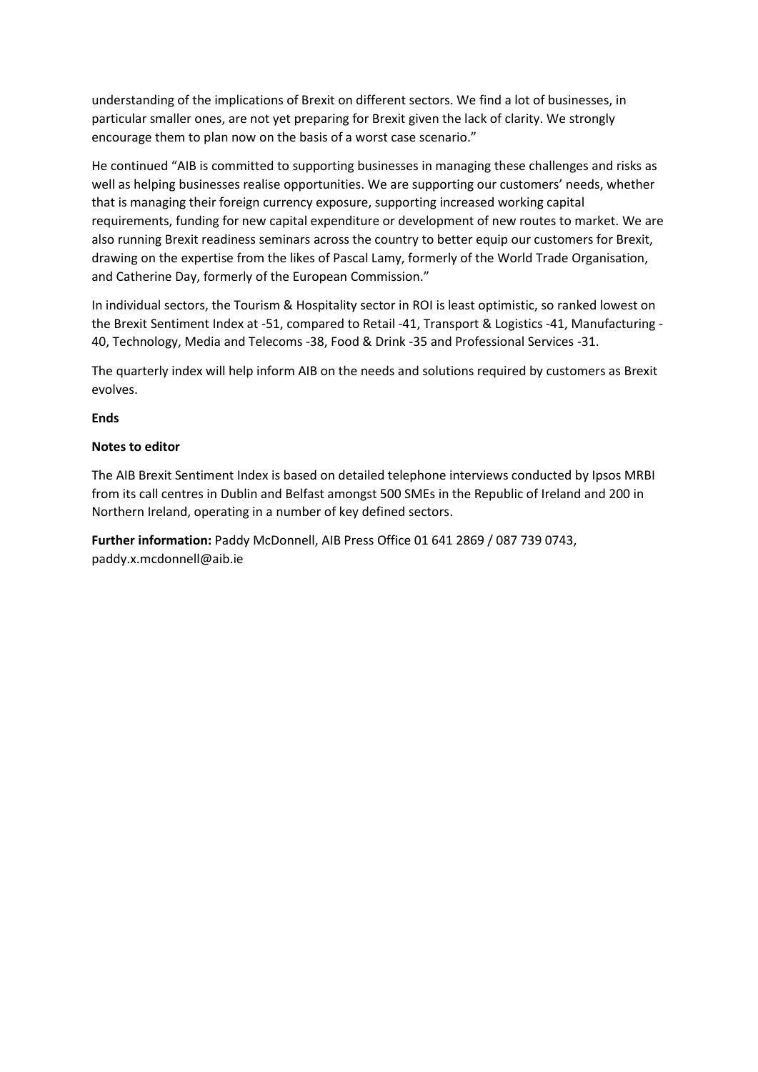understanding of the implications of Brexit on different sectors. We find a lot of businesses, in particular smaller ones, are not yet preparing for Brexit given the lack of clarity. We strongly encourage them to plan now on the basis of a worst case scenario."

He continued "AIB is committed to supporting businesses in managing these challenges and risks as well as helping businesses realise opportunities. We are supporting our customers' needs, whether that is managing their foreign currency exposure, supporting increased working capital requirements, funding for new capital expenditure or development of new routes to market. We are also running Brexit readiness seminars across the country to better equip our customers for Brexit, drawing on the expertise from the likes of Pascal Lamy, formerly of the World Trade Organisation, and Catherine Day, formerly of the European Commission."

In individual sectors, the Tourism & Hospitality sector in ROI is least optimistic, so ranked lowest on the Brexit Sentiment Index at -51, compared to Retail -41, Transport & Logistics -41, Manufacturing -40, Technology, Media and Telecoms -38, Food & Drink -35 and Professional Services -31.

The quarterly index will help inform AIB on the needs and solutions required by customers as Brexit evolves.

**Ends**

**Notes to editor**

The AIB Brexit Sentiment Index is based on detailed telephone interviews conducted by Ipsos MRBI from its call centres in Dublin and Belfast amongst 500 SMEs in the Republic of Ireland and 200 in Northern Ireland, operating in a number of key defined sectors.

**Further information:** Paddy McDonnell, AIB Press Office 01 641 2869 / 087 739 0743, paddy.x.mcdonnell@aib.ie